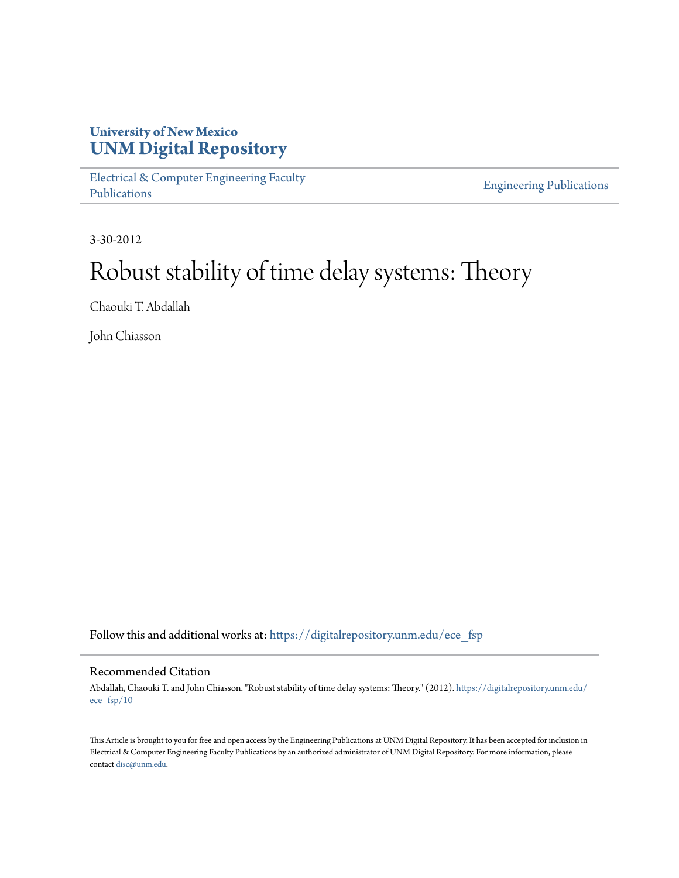University of New Mexico
**UNM Digital Repository**

Electrical & Computer Engineering Faculty Publications | Engineering Publications

3-30-2012

# Robust stability of time delay systems: Theory

Chaouki T. Abdallah

John Chiasson

Follow this and additional works at: https://digitalrepository.unm.edu/ece_fsp

## Recommended Citation

Abdallah, Chaouki T. and John Chiasson. "Robust stability of time delay systems: Theory." (2012). https://digitalrepository.unm.edu/ece_fsp/10

This Article is brought to you for free and open access by the Engineering Publications at UNM Digital Repository. It has been accepted for inclusion in Electrical & Computer Engineering Faculty Publications by an authorized administrator of UNM Digital Repository. For more information, please contact disc@unm.edu.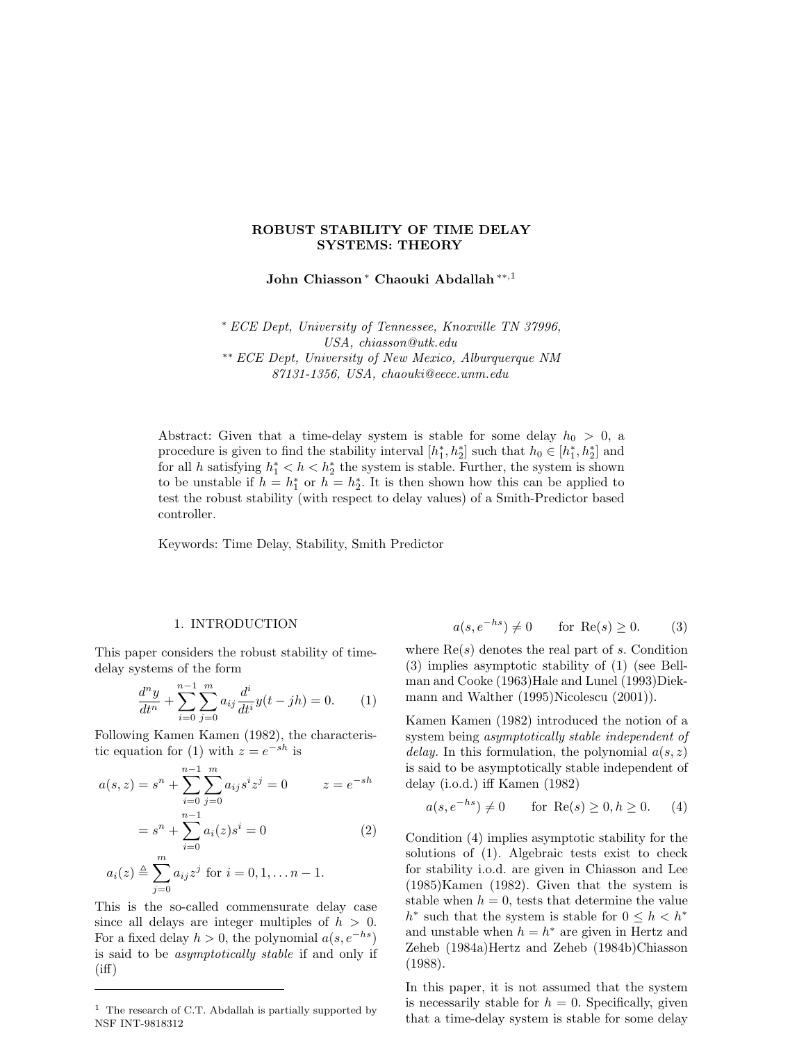# ROBUST STABILITY OF TIME DELAY SYSTEMS: THEORY

**John Chiasson** [*] **Chaouki Abdallah** [**,1]

[*] *ECE Dept, University of Tennessee, Knoxville TN 37996, USA, chiasson@utk.edu*
[**] *ECE Dept, University of New Mexico, Alburquerque NM 87131-1356, USA, chaouki@eece.unm.edu*

Abstract: Given that a time-delay system is stable for some delay $h_0 > 0$, a procedure is given to find the stability interval $[h_1^*, h_2^*]$ such that $h_0 \in [h_1^*, h_2^*]$ and for all $h$ satisfying $h_1^* < h < h_2^*$ the system is stable. Further, the system is shown to be unstable if $h = h_1^*$ or $h = h_2^*$. It is then shown how this can be applied to test the robust stability (with respect to delay values) of a Smith-Predictor based controller.

Keywords: Time Delay, Stability, Smith Predictor

## 1. INTRODUCTION

This paper considers the robust stability of time-delay systems of the form

$$\frac{d^n y}{dt^n} + \sum_{i=0}^{n-1}\sum_{j=0}^{m} a_{ij}\frac{d^i}{dt^i}y(t-jh) = 0. \qquad (1)$$

Following Kamen Kamen (1982), the characteristic equation for (1) with $z = e^{-sh}$ is

$$\begin{aligned} a(s,z) &= s^n + \sum_{i=0}^{n-1}\sum_{j=0}^{m} a_{ij}s^i z^j = 0 \qquad z = e^{-sh} \\ &= s^n + \sum_{i=0}^{n-1} a_i(z)s^i = 0 \qquad (2) \\ a_i(z) &\triangleq \sum_{j=0}^{m} a_{ij}z^j \text{ for } i = 0,1,\ldots n-1. \end{aligned}$$

This is the so-called commensurate delay case since all delays are integer multiples of $h > 0$. For a fixed delay $h > 0$, the polynomial $a(s, e^{-hs})$ is said to be *asymptotically stable* if and only if (iff)

$$a(s, e^{-hs}) \neq 0 \qquad \text{for } \mathrm{Re}(s) \geq 0. \qquad (3)$$

where $\mathrm{Re}(s)$ denotes the real part of $s$. Condition (3) implies asymptotic stability of (1) (see Bellman and Cooke (1963)Hale and Lunel (1993)Diekmann and Walther (1995)Nicolescu (2001)).

Kamen Kamen (1982) introduced the notion of a system being *asymptotically stable independent of delay*. In this formulation, the polynomial $a(s, z)$ is said to be asymptotically stable independent of delay (i.o.d.) iff Kamen (1982)

$$a(s, e^{-hs}) \neq 0 \qquad \text{for } \mathrm{Re}(s) \geq 0, h \geq 0. \qquad (4)$$

Condition (4) implies asymptotic stability for the solutions of (1). Algebraic tests exist to check for stability i.o.d. are given in Chiasson and Lee (1985)Kamen (1982). Given that the system is stable when $h = 0$, tests that determine the value $h^*$ such that the system is stable for $0 \leq h < h^*$ and unstable when $h = h^*$ are given in Hertz and Zeheb (1984a)Hertz and Zeheb (1984b)Chiasson (1988).

In this paper, it is not assumed that the system is necessarily stable for $h = 0$. Specifically, given that a time-delay system is stable for some delay

[1] The research of C.T. Abdallah is partially supported by NSF INT-9818312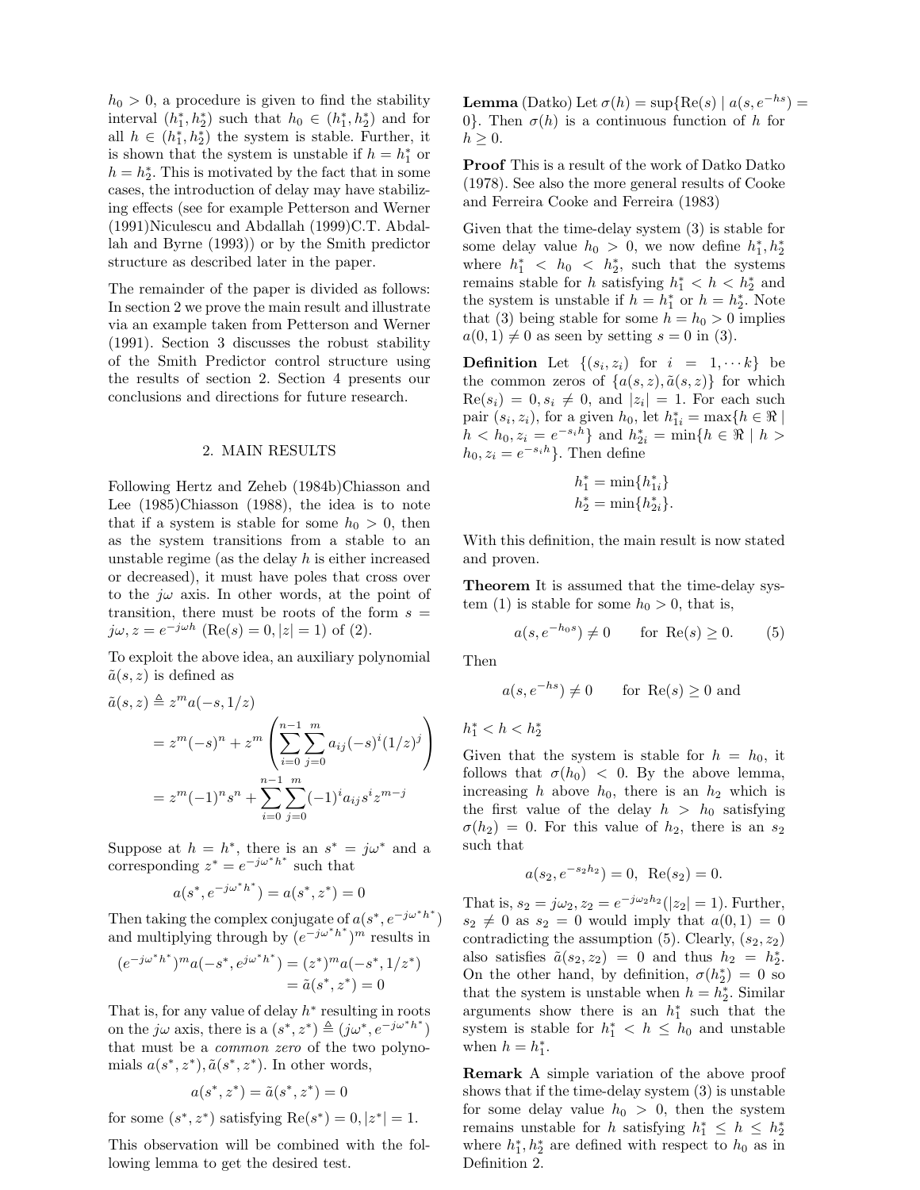$h_0 > 0$, a procedure is given to find the stability interval $(h_1^*, h_2^*)$ such that $h_0 \in (h_1^*, h_2^*)$ and for all $h \in (h_1^*, h_2^*)$ the system is stable. Further, it is shown that the system is unstable if $h = h_1^*$ or $h = h_2^*$. This is motivated by the fact that in some cases, the introduction of delay may have stabilizing effects (see for example Petterson and Werner (1991)Niculescu and Abdallah (1999)C.T. Abdallah and Byrne (1993)) or by the Smith predictor structure as described later in the paper.

The remainder of the paper is divided as follows: In section 2 we prove the main result and illustrate via an example taken from Petterson and Werner (1991). Section 3 discusses the robust stability of the Smith Predictor control structure using the results of section 2. Section 4 presents our conclusions and directions for future research.

## 2. MAIN RESULTS

Following Hertz and Zeheb (1984b)Chiasson and Lee (1985)Chiasson (1988), the idea is to note that if a system is stable for some $h_0 > 0$, then as the system transitions from a stable to an unstable regime (as the delay $h$ is either increased or decreased), it must have poles that cross over to the $j\omega$ axis. In other words, at the point of transition, there must be roots of the form $s = j\omega, z = e^{-j\omega h}$ ($\text{Re}(s) = 0, |z| = 1$) of (2).

To exploit the above idea, an auxiliary polynomial $\tilde{a}(s,z)$ is defined as

$$
\begin{aligned}
\tilde{a}(s,z) &\triangleq z^m a(-s, 1/z) \\
&= z^m(-s)^n + z^m \left( \sum_{i=0}^{n-1} \sum_{j=0}^{m} a_{ij}(-s)^i (1/z)^j \right) \\
&= z^m (-1)^n s^n + \sum_{i=0}^{n-1} \sum_{j=0}^{m} (-1)^i a_{ij} s^i z^{m-j}
\end{aligned}
$$

Suppose at $h = h^*$, there is an $s^* = j\omega^*$ and a corresponding $z^* = e^{-j\omega^* h^*}$ such that

$$
a(s^*, e^{-j\omega^* h^*}) = a(s^*, z^*) = 0
$$

Then taking the complex conjugate of $a(s^*, e^{-j\omega^* h^*})$ and multiplying through by $(e^{-j\omega^* h^*})^m$ results in

$$
\begin{aligned}
(e^{-j\omega^* h^*})^m a(-s^*, e^{j\omega^* h^*}) &= (z^*)^m a(-s^*, 1/z^*) \\
&= \tilde{a}(s^*, z^*) = 0
\end{aligned}
$$

That is, for any value of delay $h^*$ resulting in roots on the $j\omega$ axis, there is a $(s^*, z^*) \triangleq (j\omega^*, e^{-j\omega^* h^*})$ that must be a *common zero* of the two polynomials $a(s^*, z^*), \tilde{a}(s^*, z^*)$. In other words,

$$
a(s^*, z^*) = \tilde{a}(s^*, z^*) = 0
$$

for some $(s^*, z^*)$ satisfying $\text{Re}(s^*) = 0, |z^*| = 1$.

This observation will be combined with the following lemma to get the desired test.

**Lemma** (Datko) Let $\sigma(h) = \sup\{\text{Re}(s) \mid a(s, e^{-hs}) = 0\}$. Then $\sigma(h)$ is a continuous function of $h$ for $h \geq 0$.

**Proof** This is a result of the work of Datko Datko (1978). See also the more general results of Cooke and Ferreira Cooke and Ferreira (1983)

Given that the time-delay system (3) is stable for some delay value $h_0 > 0$, we now define $h_1^*, h_2^*$ where $h_1^* < h_0 < h_2^*$, such that the systems remains stable for $h$ satisfying $h_1^* < h < h_2^*$ and the system is unstable if $h = h_1^*$ or $h = h_2^*$. Note that (3) being stable for some $h = h_0 > 0$ implies $a(0,1) \neq 0$ as seen by setting $s = 0$ in (3).

**Definition** Let $\{(s_i, z_i)$ for $i = 1, \cdots k\}$ be the common zeros of $\{a(s,z), \tilde{a}(s,z)\}$ for which $\text{Re}(s_i) = 0, s_i \neq 0$, and $|z_i| = 1$. For each such pair $(s_i, z_i)$, for a given $h_0$, let $h_{1i}^* = \max\{h \in \Re \mid h < h_0, z_i = e^{-s_i h}\}$ and $h_{2i}^* = \min\{h \in \Re \mid h > h_0, z_i = e^{-s_i h}\}$. Then define

$$
\begin{aligned}
h_1^* &= \min\{h_{1i}^*\} \\
h_2^* &= \min\{h_{2i}^*\}.
\end{aligned}
$$

With this definition, the main result is now stated and proven.

**Theorem** It is assumed that the time-delay system (1) is stable for some $h_0 > 0$, that is,

$$
a(s, e^{-h_0 s}) \neq 0 \qquad \text{for } \text{Re}(s) \geq 0. \tag{5}
$$

Then

$$
a(s, e^{-hs}) \neq 0 \qquad \text{for } \text{Re}(s) \geq 0 \text{ and}
$$

$h_1^* < h < h_2^*$

Given that the system is stable for $h = h_0$, it follows that $\sigma(h_0) < 0$. By the above lemma, increasing $h$ above $h_0$, there is an $h_2$ which is the first value of the delay $h > h_0$ satisfying $\sigma(h_2) = 0$. For this value of $h_2$, there is an $s_2$ such that

$$
a(s_2, e^{-s_2 h_2}) = 0, \ \ \text{Re}(s_2) = 0.
$$

That is, $s_2 = j\omega_2, z_2 = e^{-j\omega_2 h_2} (|z_2| = 1)$. Further, $s_2 \neq 0$ as $s_2 = 0$ would imply that $a(0,1) = 0$ contradicting the assumption (5). Clearly, $(s_2, z_2)$ also satisfies $\tilde{a}(s_2, z_2) = 0$ and thus $h_2 = h_2^*$. On the other hand, by definition, $\sigma(h_2^*) = 0$ so that the system is unstable when $h = h_2^*$. Similar arguments show there is an $h_1^*$ such that the system is stable for $h_1^* < h \leq h_0$ and unstable when $h = h_1^*$.

**Remark** A simple variation of the above proof shows that if the time-delay system (3) is unstable for some delay value $h_0 > 0$, then the system remains unstable for $h$ satisfying $h_1^* \leq h \leq h_2^*$ where $h_1^*, h_2^*$ are defined with respect to $h_0$ as in Definition 2.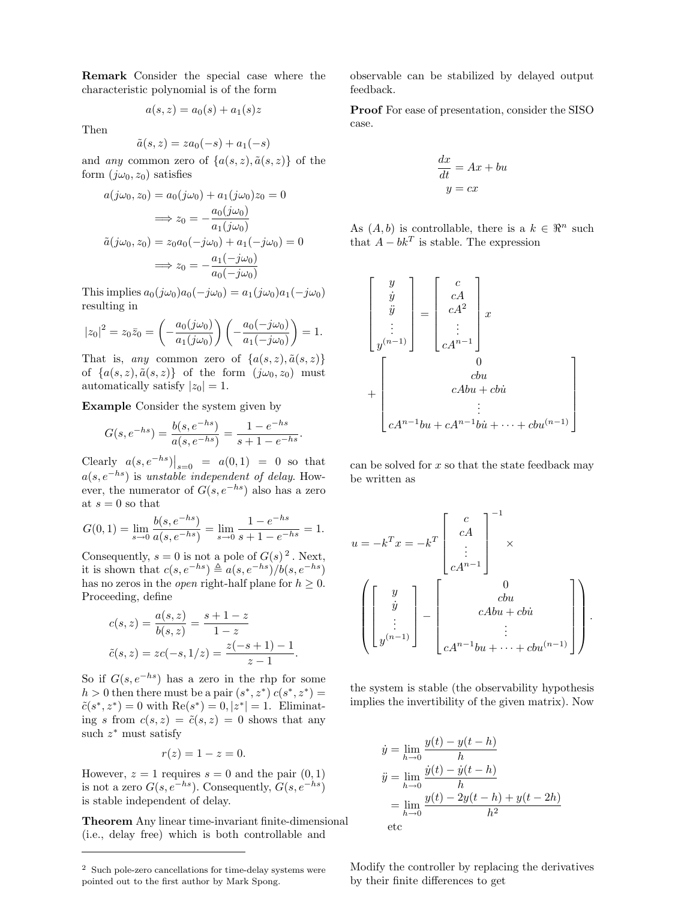**Remark** Consider the special case where the characteristic polynomial is of the form

$$a(s, z) = a_0(s) + a_1(s)z$$

Then

$$\tilde{a}(s, z) = za_0(-s) + a_1(-s)$$

and *any* common zero of $\{a(s, z), \tilde{a}(s, z)\}$ of the form $(j\omega_0, z_0)$ satisfies

$$\begin{aligned}
a(j\omega_0, z_0) &= a_0(j\omega_0) + a_1(j\omega_0)z_0 = 0 \\
&\implies z_0 = -\frac{a_0(j\omega_0)}{a_1(j\omega_0)} \\
\tilde{a}(j\omega_0, z_0) &= z_0 a_0(-j\omega_0) + a_1(-j\omega_0) = 0 \\
&\implies z_0 = -\frac{a_1(-j\omega_0)}{a_0(-j\omega_0)}
\end{aligned}$$

This implies $a_0(j\omega_0)a_0(-j\omega_0) = a_1(j\omega_0)a_1(-j\omega_0)$ resulting in

$$|z_0|^2 = z_0\bar{z}_0 = \left(-\frac{a_0(j\omega_0)}{a_1(j\omega_0)}\right)\left(-\frac{a_0(-j\omega_0)}{a_1(-j\omega_0)}\right) = 1.$$

That is, *any* common zero of $\{a(s, z), \tilde{a}(s, z)\}$ of $\{a(s, z), \tilde{a}(s, z)\}$ of the form $(j\omega_0, z_0)$ must automatically satisfy $|z_0| = 1$.

**Example** Consider the system given by

$$G(s, e^{-hs}) = \frac{b(s, e^{-hs})}{a(s, e^{-hs})} = \frac{1 - e^{-hs}}{s + 1 - e^{-hs}}.$$

Clearly $a(s, e^{-hs})\big|_{s=0} = a(0, 1) = 0$ so that $a(s, e^{-hs})$ is *unstable independent of delay*. However, the numerator of $G(s, e^{-hs})$ also has a zero at $s = 0$ so that

$$G(0, 1) = \lim_{s \to 0} \frac{b(s, e^{-hs})}{a(s, e^{-hs})} = \lim_{s \to 0} \frac{1 - e^{-hs}}{s + 1 - e^{-hs}} = 1.$$

Consequently, $s = 0$ is not a pole of $G(s)$ [2]. Next, it is shown that $c(s, e^{-hs}) \triangleq a(s, e^{-hs})/b(s, e^{-hs})$ has no zeros in the *open* right-half plane for $h \geq 0$. Proceeding, define

$$\begin{aligned}
c(s, z) &= \frac{a(s, z)}{b(s, z)} = \frac{s + 1 - z}{1 - z} \\
\tilde{c}(s, z) &= zc(-s, 1/z) = \frac{z(-s + 1) - 1}{z - 1}.
\end{aligned}$$

So if $G(s, e^{-hs})$ has a zero in the rhp for some $h > 0$ then there must be a pair $(s^*, z^*)$ $c(s^*, z^*) = \tilde{c}(s^*, z^*) = 0$ with $\text{Re}(s^*) = 0, |z^*| = 1$. Eliminating $s$ from $c(s, z) = \tilde{c}(s, z) = 0$ shows that any such $z^*$ must satisfy

$$r(z) = 1 - z = 0.$$

However, $z = 1$ requires $s = 0$ and the pair $(0, 1)$ is not a zero $G(s, e^{-hs})$. Consequently, $G(s, e^{-hs})$ is stable independent of delay.

**Theorem** Any linear time-invariant finite-dimensional (i.e., delay free) which is both controllable and observable can be stabilized by delayed output feedback.

**Proof** For ease of presentation, consider the SISO case.

$$\begin{aligned}
\frac{dx}{dt} &= Ax + bu \\
y &= cx
\end{aligned}$$

As $(A, b)$ is controllable, there is a $k \in \Re^n$ such that $A - bk^T$ is stable. The expression

$$\begin{bmatrix} y \\ \dot{y} \\ \ddot{y} \\ \vdots \\ y^{(n-1)} \end{bmatrix} = \begin{bmatrix} c \\ cA \\ cA^2 \\ \vdots \\ cA^{n-1} \end{bmatrix} x + \begin{bmatrix} 0 \\ cbu \\ cAbu + cb\dot{u} \\ \vdots \\ cA^{n-1}bu + cA^{n-1}b\dot{u} + \cdots + cbu^{(n-1)} \end{bmatrix}$$

can be solved for $x$ so that the state feedback may be written as

$$u = -k^T x = -k^T \begin{bmatrix} c \\ cA \\ \vdots \\ cA^{n-1} \end{bmatrix}^{-1} \times \left( \begin{bmatrix} y \\ \dot{y} \\ \vdots \\ y^{(n-1)} \end{bmatrix} - \begin{bmatrix} 0 \\ cbu \\ cAbu + cb\dot{u} \\ \vdots \\ cA^{n-1}bu + \cdots + cbu^{(n-1)} \end{bmatrix} \right).$$

the system is stable (the observability hypothesis implies the invertibility of the given matrix). Now

$$\begin{aligned}
\dot{y} &= \lim_{h \to 0} \frac{y(t) - y(t-h)}{h} \\
\ddot{y} &= \lim_{h \to 0} \frac{\dot{y}(t) - \dot{y}(t-h)}{h} \\
&= \lim_{h \to 0} \frac{y(t) - 2y(t-h) + y(t-2h)}{h^2} \\
&\text{etc}
\end{aligned}$$

Modify the controller by replacing the derivatives by their finite differences to get

---

[2] Such pole-zero cancellations for time-delay systems were pointed out to the first author by Mark Spong.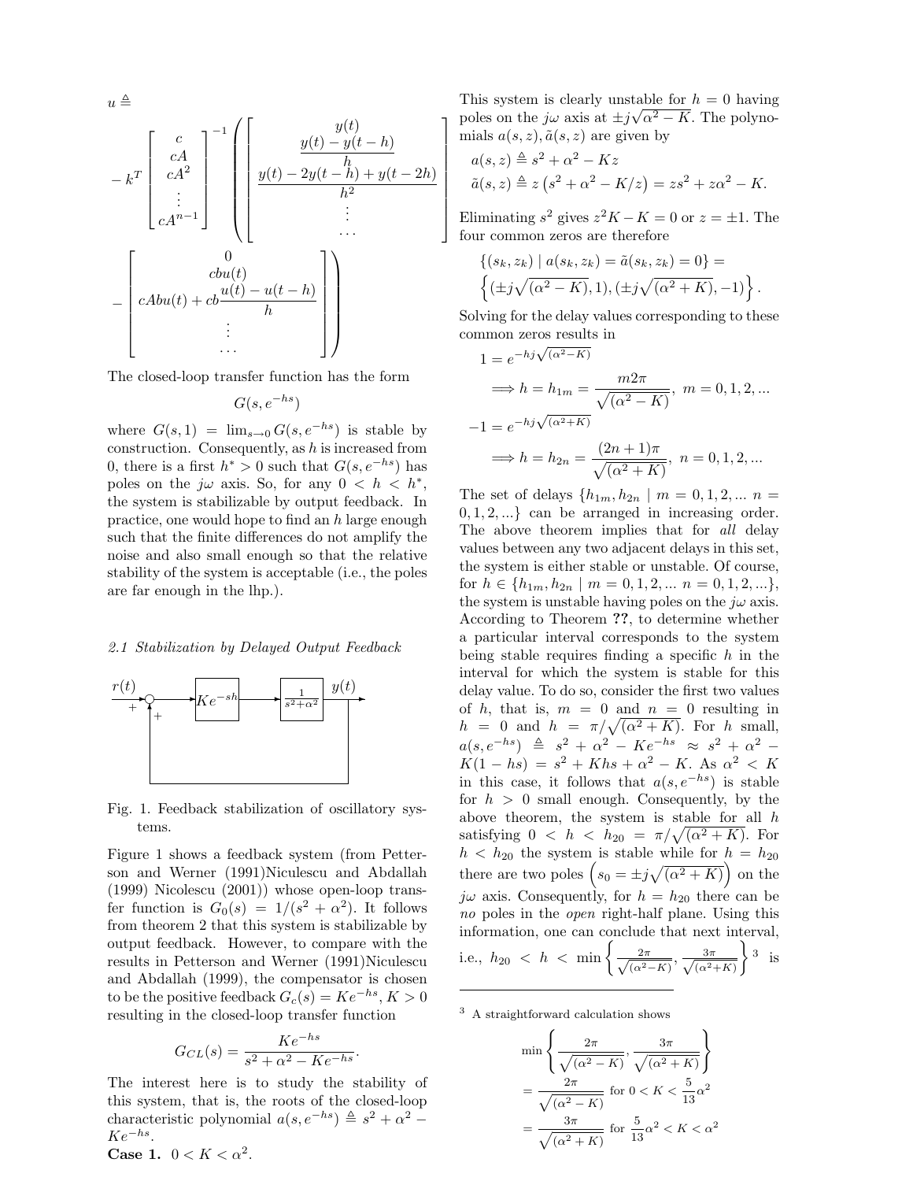$$
u \triangleq - k^T \begin{bmatrix} c \\ cA \\ cA^2 \\ \vdots \\ cA^{n-1} \end{bmatrix}^{-1} \left( \begin{bmatrix} y(t) \\ \dfrac{y(t)-y(t-h)}{h} \\ \dfrac{y(t)-2y(t-h)+y(t-2h)}{h^2} \\ \vdots \\ \cdots \end{bmatrix} - \begin{bmatrix} 0 \\ cbu(t) \\ cAbu(t) + cb\dfrac{u(t)-u(t-h)}{h} \\ \vdots \\ \cdots \end{bmatrix} \right)
$$

The closed-loop transfer function has the form

$$G(s, e^{-hs})$$

where $G(s,1) = \lim_{s\to 0} G(s, e^{-hs})$ is stable by construction. Consequently, as $h$ is increased from 0, there is a first $h^* > 0$ such that $G(s, e^{-hs})$ has poles on the $j\omega$ axis. So, for any $0 < h < h^*$, the system is stabilizable by output feedback. In practice, one would hope to find an $h$ large enough such that the finite differences do not amplify the noise and also small enough so that the relative stability of the system is acceptable (i.e., the poles are far enough in the lhp.).

### *2.1 Stabilization by Delayed Output Feedback*

Fig. 1. Feedback stabilization of oscillatory systems.

Figure 1 shows a feedback system (from Petterson and Werner (1991)Niculescu and Abdallah (1999) Nicolescu (2001)) whose open-loop transfer function is $G_0(s) = 1/(s^2+\alpha^2)$. It follows from theorem 2 that this system is stabilizable by output feedback. However, to compare with the results in Petterson and Werner (1991)Niculescu and Abdallah (1999), the compensator is chosen to be the positive feedback $G_c(s) = Ke^{-hs}, K > 0$ resulting in the closed-loop transfer function

$$G_{CL}(s) = \frac{Ke^{-hs}}{s^2+\alpha^2-Ke^{-hs}}.$$

The interest here is to study the stability of this system, that is, the roots of the closed-loop characteristic polynomial $a(s, e^{-hs}) \triangleq s^2+\alpha^2-Ke^{-hs}$.

**Case 1.** $0 < K < \alpha^2$.

This system is clearly unstable for $h = 0$ having poles on the $j\omega$ axis at $\pm j\sqrt{\alpha^2-K}$. The polynomials $a(s,z), \tilde{a}(s,z)$ are given by

$$a(s,z) \triangleq s^2+\alpha^2-Kz$$
$$\tilde{a}(s,z) \triangleq z\left(s^2+\alpha^2-K/z\right) = zs^2+z\alpha^2-K.$$

Eliminating $s^2$ gives $z^2K-K=0$ or $z=\pm 1$. The four common zeros are therefore

$$\{(s_k,z_k) \mid a(s_k,z_k) = \tilde{a}(s_k,z_k) = 0\} = \left\{(\pm j\sqrt{(\alpha^2-K)}, 1), (\pm j\sqrt{(\alpha^2+K)}, -1)\right\}.$$

Solving for the delay values corresponding to these common zeros results in

$$1 = e^{-hj\sqrt{(\alpha^2-K)}} \implies h = h_{1m} = \frac{m2\pi}{\sqrt{(\alpha^2-K)}},\ m = 0,1,2,...$$

$$-1 = e^{-hj\sqrt{(\alpha^2+K)}} \implies h = h_{2n} = \frac{(2n+1)\pi}{\sqrt{(\alpha^2+K)}},\ n = 0,1,2,...$$

The set of delays $\{h_{1m}, h_{2n} \mid m = 0,1,2,...\ n = 0,1,2,...\}$ can be arranged in increasing order. The above theorem implies that for *all* delay values between any two adjacent delays in this set, the system is either stable or unstable. Of course, for $h \in \{h_{1m}, h_{2n} \mid m = 0,1,2,...\ n = 0,1,2,...\}$, the system is unstable having poles on the $j\omega$ axis. According to Theorem **??**, to determine whether a particular interval corresponds to the system being stable requires finding a specific $h$ in the interval for which the system is stable for this delay value. To do so, consider the first two values of $h$, that is, $m = 0$ and $n = 0$ resulting in $h = 0$ and $h = \pi/\sqrt{(\alpha^2+K)}$. For $h$ small, $a(s,e^{-hs}) \triangleq s^2+\alpha^2-Ke^{-hs} \approx s^2+\alpha^2-K(1-hs) = s^2+Khs+\alpha^2-K$. As $\alpha^2 < K$ in this case, it follows that $a(s,e^{-hs})$ is stable for $h > 0$ small enough. Consequently, by the above theorem, the system is stable for all $h$ satisfying $0 < h < h_{20} = \pi/\sqrt{(\alpha^2+K)}$. For $h < h_{20}$ the system is stable while for $h = h_{20}$ there are two poles $\left(s_0 = \pm j\sqrt{(\alpha^2+K)}\right)$ on the $j\omega$ axis. Consequently, for $h = h_{20}$ there can be *no* poles in the *open* right-half plane. Using this information, one can conclude that next interval, i.e., $h_{20} < h < \min\left\{\frac{2\pi}{\sqrt{(\alpha^2-K)}}, \frac{3\pi}{\sqrt{(\alpha^2+K)}}\right\}$ [3] is

---

[3] A straightforward calculation shows

$$\min\left\{\frac{2\pi}{\sqrt{(\alpha^2-K)}}, \frac{3\pi}{\sqrt{(\alpha^2+K)}}\right\} = \frac{2\pi}{\sqrt{(\alpha^2-K)}} \text{ for } 0 < K < \frac{5}{13}\alpha^2$$
$$= \frac{3\pi}{\sqrt{(\alpha^2+K)}} \text{ for } \frac{5}{13}\alpha^2 < K < \alpha^2$$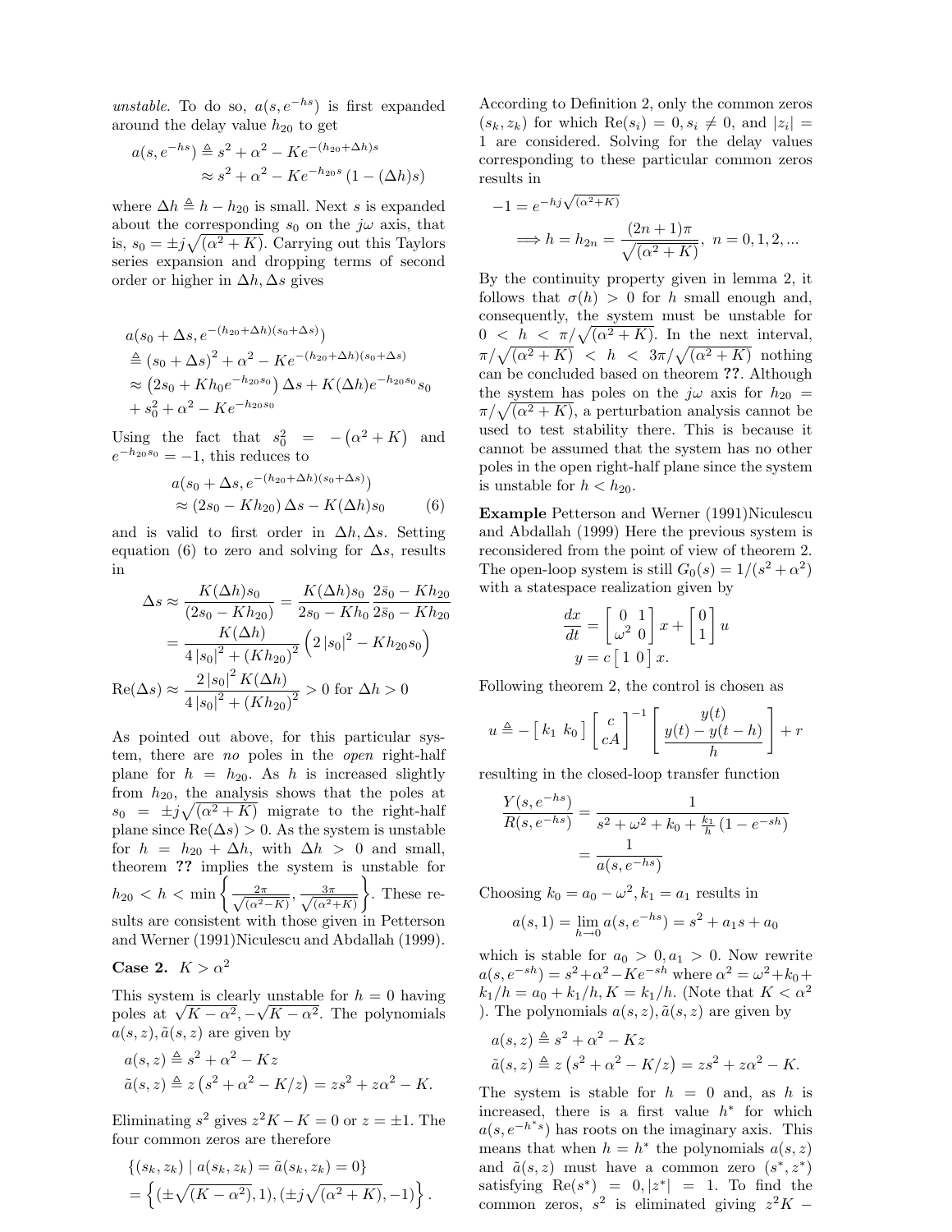*unstable*. To do so, $a(s, e^{-hs})$ is first expanded around the delay value $h_{20}$ to get

$$
\begin{aligned}
a(s, e^{-hs}) &\triangleq s^2 + \alpha^2 - Ke^{-(h_{20}+\Delta h)s} \\
&\approx s^2 + \alpha^2 - Ke^{-h_{20}s}\left(1 - (\Delta h)s\right)
\end{aligned}
$$

where $\Delta h \triangleq h - h_{20}$ is small. Next $s$ is expanded about the corresponding $s_0$ on the $j\omega$ axis, that is, $s_0 = \pm j\sqrt{(\alpha^2 + K)}$. Carrying out this Taylors series expansion and dropping terms of second order or higher in $\Delta h, \Delta s$ gives

$$
\begin{aligned}
& a(s_0 + \Delta s, e^{-(h_{20}+\Delta h)(s_0+\Delta s)}) \\
& \triangleq (s_0 + \Delta s)^2 + \alpha^2 - Ke^{-(h_{20}+\Delta h)(s_0+\Delta s)} \\
& \approx \left(2s_0 + Kh_0 e^{-h_{20}s_0}\right)\Delta s + K(\Delta h)e^{-h_{20}s_0}s_0 \\
& + s_0^2 + \alpha^2 - Ke^{-h_{20}s_0}
\end{aligned}
$$

Using the fact that $s_0^2 = -\left(\alpha^2 + K\right)$ and $e^{-h_{20}s_0} = -1$, this reduces to

$$
\begin{aligned}
& a(s_0 + \Delta s, e^{-(h_{20}+\Delta h)(s_0+\Delta s)}) \\
& \approx (2s_0 - Kh_{20})\Delta s - K(\Delta h)s_0 \qquad (6)
\end{aligned}
$$

and is valid to first order in $\Delta h, \Delta s$. Setting equation (6) to zero and solving for $\Delta s$, results in

$$
\begin{aligned}
\Delta s &\approx \frac{K(\Delta h)s_0}{(2s_0 - Kh_{20})} = \frac{K(\Delta h)s_0}{2s_0 - Kh_0}\frac{2\bar{s}_0 - Kh_{20}}{2\bar{s}_0 - Kh_{20}} \\
&= \frac{K(\Delta h)}{4\left|s_0\right|^2 + (Kh_{20})^2}\left(2\left|s_0\right|^2 - Kh_{20}s_0\right) \\
\mathrm{Re}(\Delta s) &\approx \frac{2\left|s_0\right|^2 K(\Delta h)}{4\left|s_0\right|^2 + (Kh_{20})^2} > 0 \text{ for } \Delta h > 0
\end{aligned}
$$

As pointed out above, for this particular system, there are *no* poles in the *open* right-half plane for $h = h_{20}$. As $h$ is increased slightly from $h_{20}$, the analysis shows that the poles at $s_0 = \pm j\sqrt{(\alpha^2 + K)}$ migrate to the right-half plane since $\mathrm{Re}(\Delta s) > 0$. As the system is unstable for $h = h_{20} + \Delta h$, with $\Delta h > 0$ and small, theorem **??** implies the system is unstable for $h_{20} < h < \min\left\{\frac{2\pi}{\sqrt{(\alpha^2 - K)}}, \frac{3\pi}{\sqrt{(\alpha^2 + K)}}\right\}$. These results are consistent with those given in Petterson and Werner (1991)Niculescu and Abdallah (1999).

**Case 2.** $K > \alpha^2$

This system is clearly unstable for $h = 0$ having poles at $\sqrt{K - \alpha^2}, -\sqrt{K - \alpha^2}$. The polynomials $a(s, z), \tilde{a}(s, z)$ are given by

$$
\begin{aligned}
a(s, z) &\triangleq s^2 + \alpha^2 - Kz \\
\tilde{a}(s, z) &\triangleq z\left(s^2 + \alpha^2 - K/z\right) = zs^2 + z\alpha^2 - K.
\end{aligned}
$$

Eliminating $s^2$ gives $z^2K - K = 0$ or $z = \pm 1$. The four common zeros are therefore

$$
\begin{aligned}
& \{(s_k, z_k) \mid a(s_k, z_k) = \tilde{a}(s_k, z_k) = 0\} \\
& = \left\{(\pm\sqrt{(K - \alpha^2)}, 1), (\pm j\sqrt{(\alpha^2 + K)}, -1)\right\}.
\end{aligned}
$$

According to Definition 2, only the common zeros $(s_k, z_k)$ for which $\mathrm{Re}(s_i) = 0, s_i \neq 0$, and $|z_i| = 1$ are considered. Solving for the delay values corresponding to these particular common zeros results in

$$
\begin{aligned}
& -1 = e^{-hj\sqrt{(\alpha^2+K)}} \\
& \Longrightarrow h = h_{2n} = \frac{(2n+1)\pi}{\sqrt{(\alpha^2 + K)}},\ n = 0, 1, 2, \ldots
\end{aligned}
$$

By the continuity property given in lemma 2, it follows that $\sigma(h) > 0$ for $h$ small enough and, consequently, the system must be unstable for $0 < h < \pi/\sqrt{(\alpha^2 + K)}$. In the next interval, $\pi/\sqrt{(\alpha^2 + K)} < h < 3\pi/\sqrt{(\alpha^2 + K)}$ nothing can be concluded based on theorem **??**. Although the system has poles on the $j\omega$ axis for $h_{20} = \pi/\sqrt{(\alpha^2 + K)}$, a perturbation analysis cannot be used to test stability there. This is because it cannot be assumed that the system has no other poles in the open right-half plane since the system is unstable for $h < h_{20}$.

**Example** Petterson and Werner (1991)Niculescu and Abdallah (1999) Here the previous system is reconsidered from the point of view of theorem 2. The open-loop system is still $G_0(s) = 1/(s^2 + \alpha^2)$ with a statespace realization given by

$$
\begin{aligned}
\frac{dx}{dt} &= \begin{bmatrix} 0 & 1 \\ \omega^2 & 0 \end{bmatrix} x + \begin{bmatrix} 0 \\ 1 \end{bmatrix} u \\
y &= c\begin{bmatrix} 1 & 0 \end{bmatrix} x.
\end{aligned}
$$

Following theorem 2, the control is chosen as

$$
u \triangleq -\begin{bmatrix} k_1 & k_0 \end{bmatrix}\begin{bmatrix} c \\ cA \end{bmatrix}^{-1}\begin{bmatrix} y(t) \\ \dfrac{y(t) - y(t-h)}{h} \end{bmatrix} + r
$$

resulting in the closed-loop transfer function

$$
\begin{aligned}
\frac{Y(s, e^{-hs})}{R(s, e^{-hs})} &= \frac{1}{s^2 + \omega^2 + k_0 + \frac{k_1}{h}(1 - e^{-sh})} \\
&= \frac{1}{a(s, e^{-hs})}
\end{aligned}
$$

Choosing $k_0 = a_0 - \omega^2, k_1 = a_1$ results in

$$
a(s, 1) = \lim_{h \to 0} a(s, e^{-hs}) = s^2 + a_1 s + a_0
$$

which is stable for $a_0 > 0, a_1 > 0$. Now rewrite $a(s, e^{-sh}) = s^2 + \alpha^2 - Ke^{-sh}$ where $\alpha^2 = \omega^2 + k_0 + k_1/h = a_0 + k_1/h, K = k_1/h$. (Note that $K < \alpha^2$ ). The polynomials $a(s, z), \tilde{a}(s, z)$ are given by

$$
\begin{aligned}
a(s, z) &\triangleq s^2 + \alpha^2 - Kz \\
\tilde{a}(s, z) &\triangleq z\left(s^2 + \alpha^2 - K/z\right) = zs^2 + z\alpha^2 - K.
\end{aligned}
$$

The system is stable for $h = 0$ and, as $h$ is increased, there is a first value $h^*$ for which $a(s, e^{-h^*s})$ has roots on the imaginary axis. This means that when $h = h^*$ the polynomials $a(s, z)$ and $\tilde{a}(s, z)$ must have a common zero $(s^*, z^*)$ satisfying $\mathrm{Re}(s^*) = 0, |z^*| = 1$. To find the common zeros, $s^2$ is eliminated giving $z^2K -$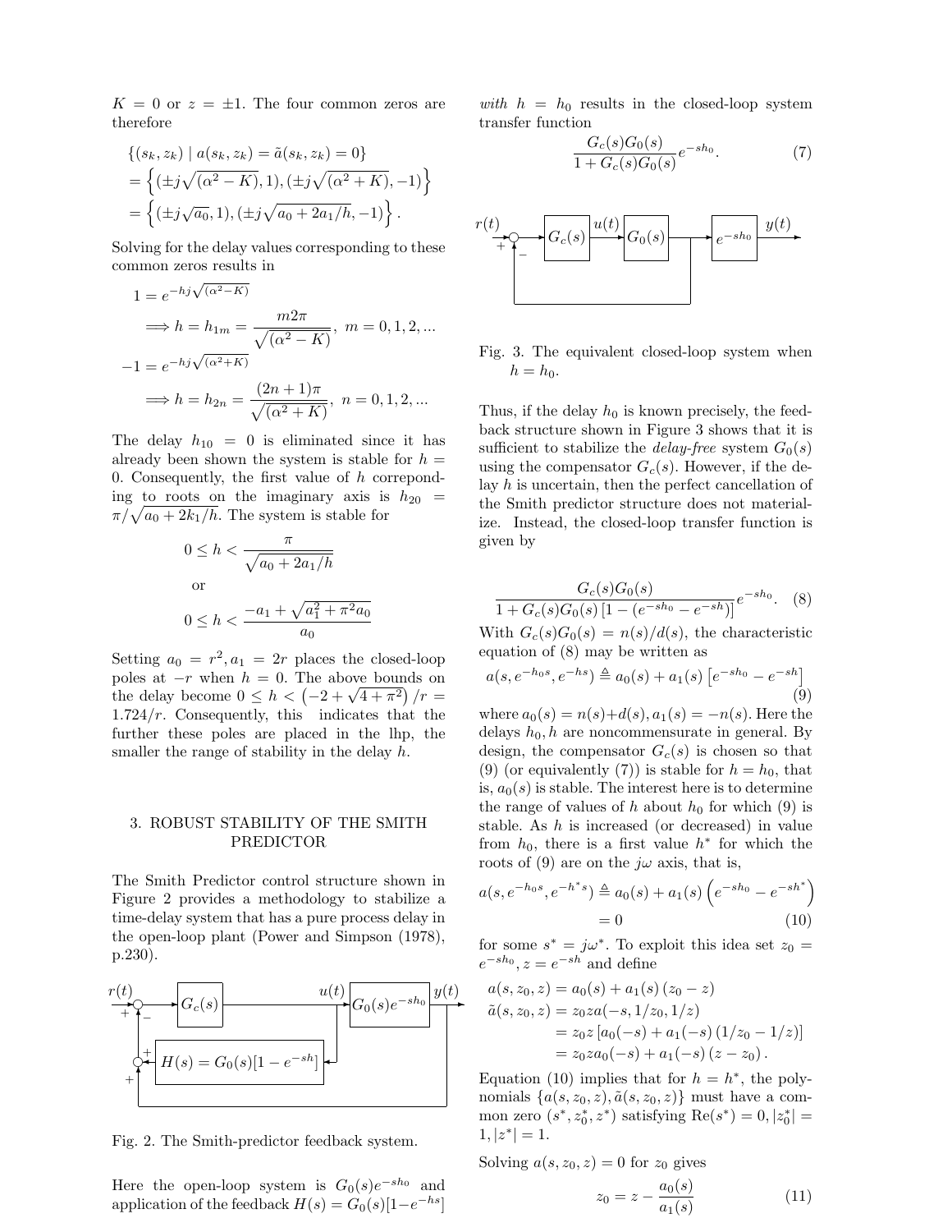$K = 0$ or $z = \pm 1$. The four common zeros are therefore

$$
\begin{aligned}
&\{(s_k, z_k) \mid a(s_k, z_k) = \tilde{a}(s_k, z_k) = 0\} \\
&= \left\{ (\pm j\sqrt{(\alpha^2 - K)}, 1), (\pm j\sqrt{(\alpha^2 + K)}, -1) \right\} \\
&= \left\{ (\pm j\sqrt{a_0}, 1), (\pm j\sqrt{a_0 + 2a_1/h}, -1) \right\}.
\end{aligned}
$$

Solving for the delay values corresponding to these common zeros results in

$$
\begin{aligned}
1 &= e^{-hj\sqrt{(\alpha^2-K)}} \\
&\Longrightarrow h = h_{1m} = \frac{m2\pi}{\sqrt{(\alpha^2 - K)}},\ m = 0, 1, 2, ... \\
-1 &= e^{-hj\sqrt{(\alpha^2+K)}} \\
&\Longrightarrow h = h_{2n} = \frac{(2n+1)\pi}{\sqrt{(\alpha^2 + K)}},\ n = 0, 1, 2, ...
\end{aligned}
$$

The delay $h_{10} = 0$ is eliminated since it has already been shown the system is stable for $h = 0$. Consequently, the first value of $h$ correponding to roots on the imaginary axis is $h_{20} = \pi/\sqrt{a_0 + 2k_1/h}$. The system is stable for

$$
0 \leq h < \frac{\pi}{\sqrt{a_0 + 2a_1/h}}
$$

or

$$
0 \leq h < \frac{-a_1 + \sqrt{a_1^2 + \pi^2 a_0}}{a_0}
$$

Setting $a_0 = r^2, a_1 = 2r$ places the closed-loop poles at $-r$ when $h = 0$. The above bounds on the delay become $0 \leq h < \left(-2 + \sqrt{4 + \pi^2}\right)/r = 1.724/r$. Consequently, this indicates that the further these poles are placed in the lhp, the smaller the range of stability in the delay $h$.

## 3. ROBUST STABILITY OF THE SMITH PREDICTOR

The Smith Predictor control structure shown in Figure 2 provides a methodology to stabilize a time-delay system that has a pure process delay in the open-loop plant (Power and Simpson (1978), p.230).

Fig. 2. The Smith-predictor feedback system.

Here the open-loop system is $G_0(s)e^{-sh_0}$ and application of the feedback $H(s) = G_0(s)[1-e^{-hs}]$ *with* $h = h_0$ results in the closed-loop system transfer function

$$
\frac{G_c(s)G_0(s)}{1 + G_c(s)G_0(s)} e^{-sh_0}. \tag{7}
$$

Fig. 3. The equivalent closed-loop system when $h = h_0$.

Thus, if the delay $h_0$ is known precisely, the feedback structure shown in Figure 3 shows that it is sufficient to stabilize the *delay-free* system $G_0(s)$ using the compensator $G_c(s)$. However, if the delay $h$ is uncertain, then the perfect cancellation of the Smith predictor structure does not materialize. Instead, the closed-loop transfer function is given by

$$
\frac{G_c(s)G_0(s)}{1 + G_c(s)G_0(s)\left[1 - (e^{-sh_0} - e^{-sh})\right]} e^{-sh_0}. \tag{8}
$$

With $G_c(s)G_0(s) = n(s)/d(s)$, the characteristic equation of (8) may be written as

$$
a(s, e^{-h_0 s}, e^{-hs}) \triangleq a_0(s) + a_1(s)\left[e^{-sh_0} - e^{-sh}\right] \tag{9}
$$

where $a_0(s) = n(s)+d(s), a_1(s) = -n(s)$. Here the delays $h_0, h$ are noncommensurate in general. By design, the compensator $G_c(s)$ is chosen so that (9) (or equivalently (7)) is stable for $h = h_0$, that is, $a_0(s)$ is stable. The interest here is to determine the range of values of $h$ about $h_0$ for which (9) is stable. As $h$ is increased (or decreased) in value from $h_0$, there is a first value $h^*$ for which the roots of (9) are on the $j\omega$ axis, that is,

$$
a(s, e^{-h_0 s}, e^{-h^* s}) \triangleq a_0(s) + a_1(s)\left(e^{-sh_0} - e^{-sh^*}\right) = 0 \tag{10}
$$

for some $s^* = j\omega^*$. To exploit this idea set $z_0 = e^{-sh_0}, z = e^{-sh}$ and define

$$
\begin{aligned}
a(s, z_0, z) &= a_0(s) + a_1(s)\,(z_0 - z) \\
\tilde{a}(s, z_0, z) &= z_0 z a(-s, 1/z_0, 1/z) \\
&= z_0 z\left[a_0(-s) + a_1(-s)\,(1/z_0 - 1/z)\right] \\
&= z_0 z a_0(-s) + a_1(-s)\,(z - z_0).
\end{aligned}
$$

Equation (10) implies that for $h = h^*$, the polynomials $\{a(s, z_0, z), \tilde{a}(s, z_0, z)\}$ must have a common zero $(s^*, z_0^*, z^*)$ satisfying $\text{Re}(s^*) = 0, |z_0^*| = 1, |z^*| = 1$.

Solving $a(s, z_0, z) = 0$ for $z_0$ gives

$$
z_0 = z - \frac{a_0(s)}{a_1(s)} \tag{11}
$$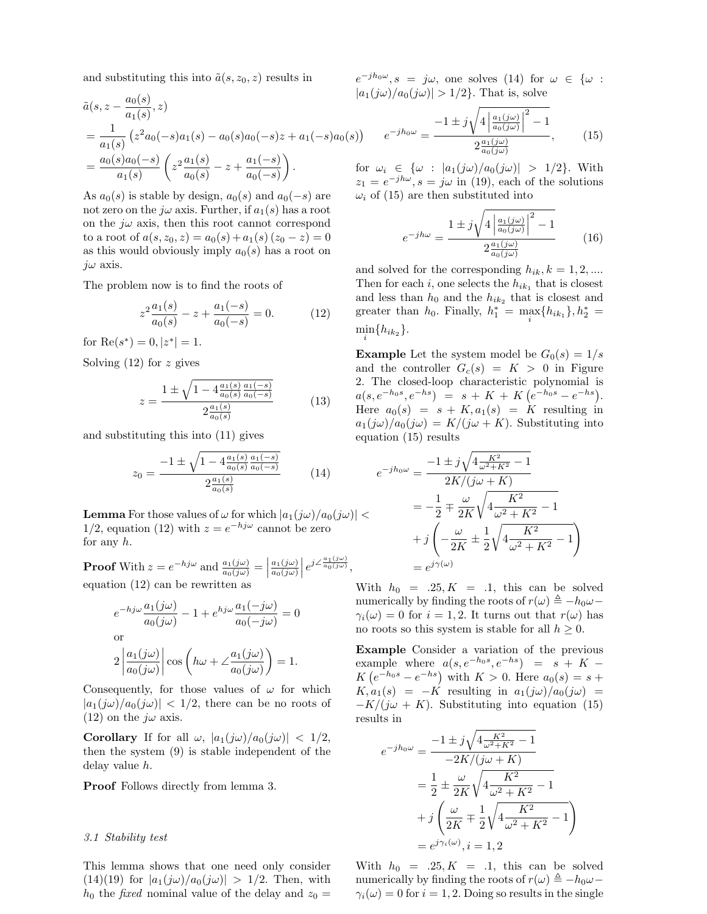and substituting this into $\tilde{a}(s, z_0, z)$ results in

$$
\begin{aligned}
&\tilde{a}(s, z - \frac{a_0(s)}{a_1(s)}, z) \\
&= \frac{1}{a_1(s)} \left( z^2 a_0(-s) a_1(s) - a_0(s) a_0(-s) z + a_1(-s) a_0(s) \right) \\
&= \frac{a_0(s) a_0(-s)}{a_1(s)} \left( z^2 \frac{a_1(s)}{a_0(s)} - z + \frac{a_1(-s)}{a_0(-s)} \right).
\end{aligned}
$$

As $a_0(s)$ is stable by design, $a_0(s)$ and $a_0(-s)$ are not zero on the $j\omega$ axis. Further, if $a_1(s)$ has a root on the $j\omega$ axis, then this root cannot correspond to a root of $a(s, z_0, z) = a_0(s) + a_1(s)(z_0 - z) = 0$ as this would obviously imply $a_0(s)$ has a root on $j\omega$ axis.

The problem now is to find the roots of

$$
z^2 \frac{a_1(s)}{a_0(s)} - z + \frac{a_1(-s)}{a_0(-s)} = 0. \tag{12}
$$

for $\mathrm{Re}(s^*) = 0, |z^*| = 1$.

Solving (12) for $z$ gives

$$
z = \frac{1 \pm \sqrt{1 - 4 \frac{a_1(s)}{a_0(s)} \frac{a_1(-s)}{a_0(-s)}}}{2 \frac{a_1(s)}{a_0(s)}} \tag{13}
$$

and substituting this into (11) gives

$$
z_0 = \frac{-1 \pm \sqrt{1 - 4 \frac{a_1(s)}{a_0(s)} \frac{a_1(-s)}{a_0(-s)}}}{2 \frac{a_1(s)}{a_0(s)}} \tag{14}
$$

**Lemma** For those values of $\omega$ for which $|a_1(j\omega)/a_0(j\omega)| < 1/2$, equation (12) with $z = e^{-hj\omega}$ cannot be zero for any $h$.

**Proof** With $z = e^{-hj\omega}$ and $\frac{a_1(j\omega)}{a_0(j\omega)} = \left| \frac{a_1(j\omega)}{a_0(j\omega)} \right| e^{j\angle \frac{a_1(j\omega)}{a_0(j\omega)}}$, equation (12) can be rewritten as

$$
e^{-hj\omega} \frac{a_1(j\omega)}{a_0(j\omega)} - 1 + e^{hj\omega} \frac{a_1(-j\omega)}{a_0(-j\omega)} = 0
$$

or

$$
2 \left| \frac{a_1(j\omega)}{a_0(j\omega)} \right| \cos\left( h\omega + \angle \frac{a_1(j\omega)}{a_0(j\omega)} \right) = 1.
$$

Consequently, for those values of $\omega$ for which $|a_1(j\omega)/a_0(j\omega)| < 1/2$, there can be no roots of (12) on the $j\omega$ axis.

**Corollary** If for all $\omega$, $|a_1(j\omega)/a_0(j\omega)| < 1/2$, then the system (9) is stable independent of the delay value $h$.

**Proof** Follows directly from lemma 3.

### 3.1 Stability test

This lemma shows that one need only consider (14)(19) for $|a_1(j\omega)/a_0(j\omega)| > 1/2$. Then, with $h_0$ the *fixed* nominal value of the delay and $z_0 = e^{-jh_0\omega}, s = j\omega$, one solves (14) for $\omega \in \{\omega : |a_1(j\omega)/a_0(j\omega)| > 1/2\}$. That is, solve

$$
e^{-jh_0\omega} = \frac{-1 \pm j\sqrt{4 \left| \frac{a_1(j\omega)}{a_0(j\omega)} \right|^2 - 1}}{2 \frac{a_1(j\omega)}{a_0(j\omega)}}, \tag{15}
$$

for $\omega_i \in \{\omega : |a_1(j\omega)/a_0(j\omega)| > 1/2\}$. With $z_1 = e^{-jh\omega}, s = j\omega$ in (19), each of the solutions $\omega_i$ of (15) are then substituted into

$$
e^{-jh\omega} = \frac{1 \pm j\sqrt{4 \left| \frac{a_1(j\omega)}{a_0(j\omega)} \right|^2 - 1}}{2 \frac{a_1(j\omega)}{a_0(j\omega)}} \tag{16}
$$

and solved for the corresponding $h_{ik}, k = 1, 2, \ldots$. Then for each $i$, one selects the $h_{ik_1}$ that is closest and less than $h_0$ and the $h_{ik_2}$ that is closest and greater than $h_0$. Finally, $h_1^* = \max_i \{h_{ik_1}\}, h_2^* = \min_i \{h_{ik_2}\}$.

**Example** Let the system model be $G_0(s) = 1/s$ and the controller $G_c(s) = K > 0$ in Figure 2. The closed-loop characteristic polynomial is $a(s, e^{-h_0 s}, e^{-hs}) = s + K + K\left(e^{-h_0 s} - e^{-hs}\right)$. Here $a_0(s) = s + K, a_1(s) = K$ resulting in $a_1(j\omega)/a_0(j\omega) = K/(j\omega + K)$. Substituting into equation (15) results

$$
\begin{aligned}
e^{-jh_0\omega} &= \frac{-1 \pm j\sqrt{4\frac{K^2}{\omega^2 + K^2} - 1}}{2K/(j\omega + K)} \\
&= -\frac{1}{2} \mp \frac{\omega}{2K}\sqrt{4\frac{K^2}{\omega^2 + K^2} - 1} \\
&\quad + j\left( -\frac{\omega}{2K} \pm \frac{1}{2}\sqrt{4\frac{K^2}{\omega^2 + K^2} - 1} \right) \\
&= e^{j\gamma(\omega)}
\end{aligned}
$$

With $h_0 = .25, K = .1$, this can be solved numerically by finding the roots of $r(\omega) \triangleq -h_0\omega - \gamma_i(\omega) = 0$ for $i = 1, 2$. It turns out that $r(\omega)$ has no roots so this system is stable for all $h \geq 0$.

**Example** Consider a variation of the previous example where $a(s, e^{-h_0 s}, e^{-hs}) = s + K - K\left(e^{-h_0 s} - e^{-hs}\right)$ with $K > 0$. Here $a_0(s) = s + K, a_1(s) = -K$ resulting in $a_1(j\omega)/a_0(j\omega) = -K/(j\omega + K)$. Substituting into equation (15) results in

$$
\begin{aligned}
e^{-jh_0\omega} &= \frac{-1 \pm j\sqrt{4\frac{K^2}{\omega^2 + K^2} - 1}}{-2K/(j\omega + K)} \\
&= \frac{1}{2} \pm \frac{\omega}{2K}\sqrt{4\frac{K^2}{\omega^2 + K^2} - 1} \\
&\quad + j\left( \frac{\omega}{2K} \mp \frac{1}{2}\sqrt{4\frac{K^2}{\omega^2 + K^2} - 1} \right) \\
&= e^{j\gamma_i(\omega)}, i = 1, 2
\end{aligned}
$$

With $h_0 = .25, K = .1$, this can be solved numerically by finding the roots of $r(\omega) \triangleq -h_0\omega - \gamma_i(\omega) = 0$ for $i = 1, 2$. Doing so results in the single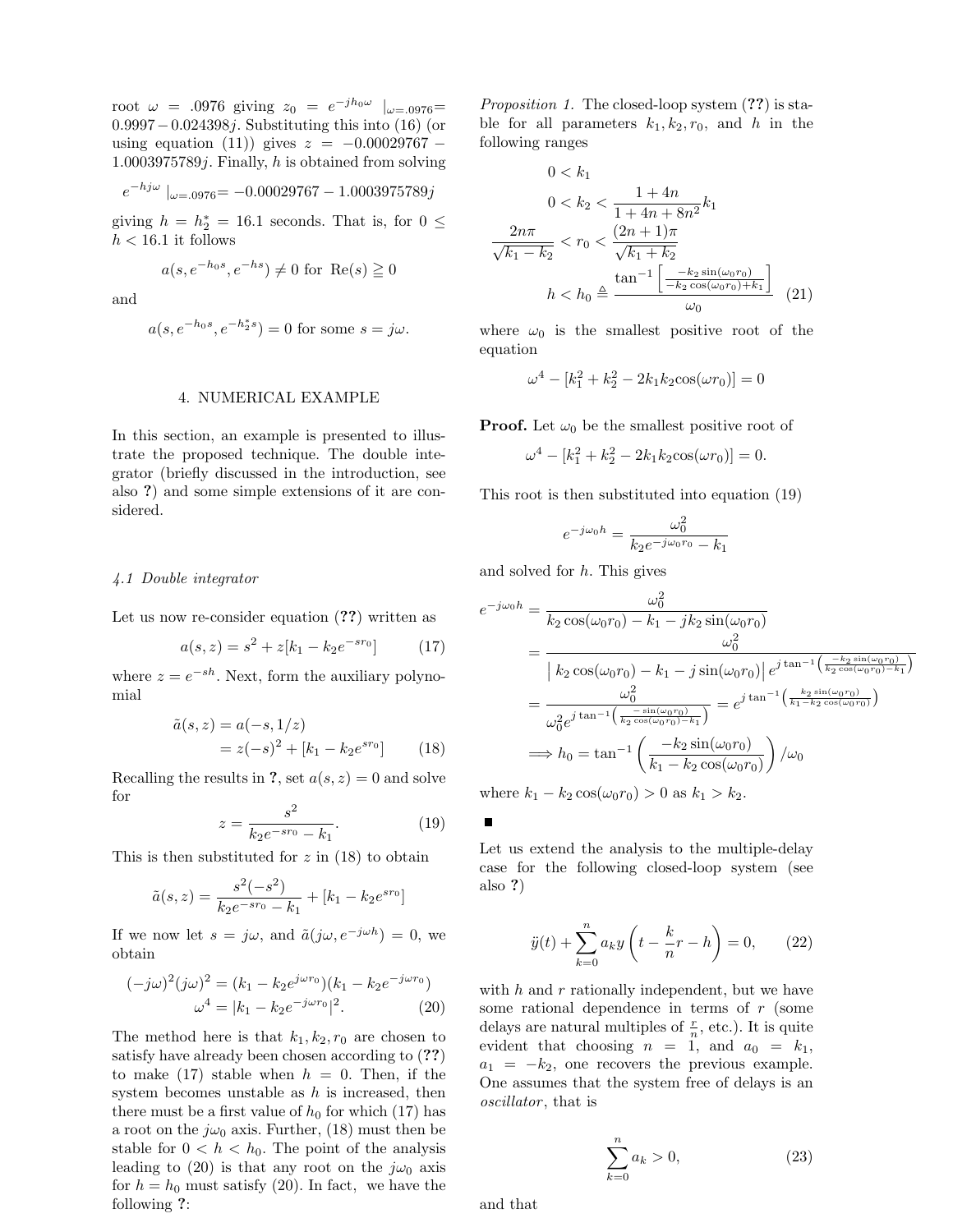root $\omega = .0976$ giving $z_0 = e^{-jh_0\omega}\ |_{\omega=.0976}= 0.9997 - 0.024398j$. Substituting this into (16) (or using equation (11)) gives $z = -0.00029767 - 1.0003975789j$. Finally, $h$ is obtained from solving

$$e^{-hj\omega}\ |_{\omega=.0976}= -0.00029767 - 1.0003975789j$$

giving $h = h_2^* = 16.1$ seconds. That is, for $0 \leq h < 16.1$ it follows

$$a(s, e^{-h_0 s}, e^{-hs}) \neq 0 \text{ for } \operatorname{Re}(s) \geqq 0$$

and

$$a(s, e^{-h_0 s}, e^{-h_2^* s}) = 0 \text{ for some } s = j\omega.$$

## 4. NUMERICAL EXAMPLE

In this section, an example is presented to illustrate the proposed technique. The double integrator (briefly discussed in the introduction, see also **?**) and some simple extensions of it are considered.

### *4.1 Double integrator*

Let us now re-consider equation (**??**) written as

$$a(s, z) = s^2 + z[k_1 - k_2 e^{-sr_0}] \tag{17}$$

where $z = e^{-sh}$. Next, form the auxiliary polynomial

$$\begin{aligned}\tilde{a}(s, z) &= a(-s, 1/z) \\ &= z(-s)^2 + [k_1 - k_2 e^{sr_0}]\end{aligned} \tag{18}$$

Recalling the results in **?**, set $a(s, z) = 0$ and solve for

$$z = \frac{s^2}{k_2 e^{-sr_0} - k_1}. \tag{19}$$

This is then substituted for $z$ in (18) to obtain

$$\tilde{a}(s, z) = \frac{s^2(-s^2)}{k_2 e^{-sr_0} - k_1} + [k_1 - k_2 e^{sr_0}]$$

If we now let $s = j\omega$, and $\tilde{a}(j\omega, e^{-j\omega h}) = 0$, we obtain

$$\begin{aligned}(-j\omega)^2 (j\omega)^2 &= (k_1 - k_2 e^{j\omega r_0})(k_1 - k_2 e^{-j\omega r_0}) \\ \omega^4 &= |k_1 - k_2 e^{-j\omega r_0}|^2.\end{aligned} \tag{20}$$

The method here is that $k_1, k_2, r_0$ are chosen to satisfy have already been chosen according to (**??**) to make (17) stable when $h = 0$. Then, if the system becomes unstable as $h$ is increased, then there must be a first value of $h_0$ for which (17) has a root on the $j\omega_0$ axis. Further, (18) must then be stable for $0 < h < h_0$. The point of the analysis leading to (20) is that any root on the $j\omega_0$ axis for $h = h_0$ must satisfy (20). In fact, we have the following **?**:

*Proposition 1.* The closed-loop system (**??**) is stable for all parameters $k_1, k_2, r_0$, and $h$ in the following ranges

$$\begin{aligned} 0 &< k_1 \\ 0 &< k_2 < \frac{1 + 4n}{1 + 4n + 8n^2} k_1 \\ \frac{2n\pi}{\sqrt{k_1 - k_2}} &< r_0 < \frac{(2n+1)\pi}{\sqrt{k_1 + k_2}} \\ h &< h_0 \triangleq \frac{\tan^{-1}\left[\frac{-k_2 \sin(\omega_0 r_0)}{-k_2 \cos(\omega_0 r_0) + k_1}\right]}{\omega_0} \end{aligned} \tag{21}$$

where $\omega_0$ is the smallest positive root of the equation

$$\omega^4 - [k_1^2 + k_2^2 - 2k_1 k_2 \cos(\omega r_0)] = 0$$

**Proof.** Let $\omega_0$ be the smallest positive root of

$$\omega^4 - [k_1^2 + k_2^2 - 2k_1 k_2 \cos(\omega r_0)] = 0.$$

This root is then substituted into equation (19)

$$e^{-j\omega_0 h} = \frac{\omega_0^2}{k_2 e^{-j\omega_0 r_0} - k_1}$$

and solved for $h$. This gives

$$\begin{aligned} e^{-j\omega_0 h} &= \frac{\omega_0^2}{k_2 \cos(\omega_0 r_0) - k_1 - jk_2 \sin(\omega_0 r_0)} \\ &= \frac{\omega_0^2}{\left| k_2 \cos(\omega_0 r_0) - k_1 - j\sin(\omega_0 r_0)\right| e^{j\tan^{-1}\left(\frac{-k_2 \sin(\omega_0 r_0)}{k_2 \cos(\omega_0 r_0) - k_1}\right)}} \\ &= \frac{\omega_0^2}{\omega_0^2 e^{j\tan^{-1}\left(\frac{-\sin(\omega_0 r_0)}{k_2 \cos(\omega_0 r_0) - k_1}\right)}} = e^{j\tan^{-1}\left(\frac{k_2 \sin(\omega_0 r_0)}{k_1 - k_2 \cos(\omega_0 r_0)}\right)} \\ &\Longrightarrow h_0 = \tan^{-1}\left(\frac{-k_2 \sin(\omega_0 r_0)}{k_1 - k_2 \cos(\omega_0 r_0)}\right) / \omega_0 \end{aligned}$$

where $k_1 - k_2 \cos(\omega_0 r_0) > 0$ as $k_1 > k_2$.

■

Let us extend the analysis to the multiple-delay case for the following closed-loop system (see also **?**)

$$\ddot{y}(t) + \sum_{k=0}^{n} a_k y\left(t - \frac{k}{n} r - h\right) = 0, \tag{22}$$

with $h$ and $r$ rationally independent, but we have some rational dependence in terms of $r$ (some delays are natural multiples of $\frac{r}{n}$, etc.). It is quite evident that choosing $n = 1$, and $a_0 = k_1$, $a_1 = -k_2$, one recovers the previous example. One assumes that the system free of delays is an *oscillator*, that is

$$\sum_{k=0}^{n} a_k > 0, \tag{23}$$

and that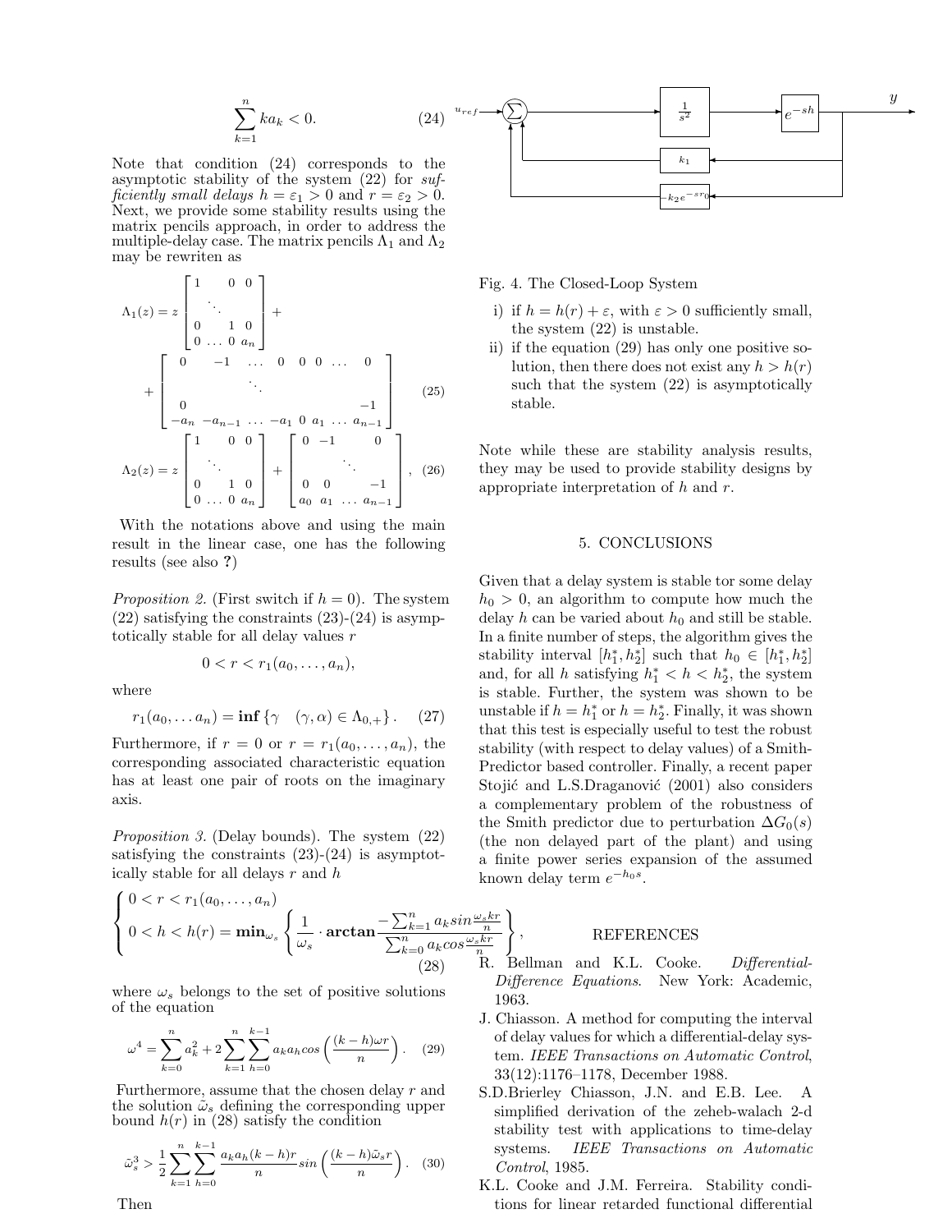$$\sum_{k=1}^{n} k a_k < 0. \quad (24)$$

Note that condition (24) corresponds to the asymptotic stability of the system (22) for *sufficiently small delays* $h = \varepsilon_1 > 0$ and $r = \varepsilon_2 > 0$. Next, we provide some stability results using the matrix pencils approach, in order to address the multiple-delay case. The matrix pencils $\Lambda_1$ and $\Lambda_2$ may be rewriten as

$$\Lambda_1(z) = z \begin{bmatrix} 1 & & 0 & 0 \\ & \ddots & & \\ 0 & & 1 & 0 \\ 0 & \ldots & 0 & a_n \end{bmatrix} + \begin{bmatrix} 0 & -1 & \ldots & 0 & 0 & 0 & \ldots & 0 \\ & & & \ddots & & & & \\ 0 & & & & & & & -1 \\ -a_n & -a_{n-1} & \ldots & -a_1 & 0 & a_1 & \ldots & a_{n-1} \end{bmatrix} \quad (25)$$

$$\Lambda_2(z) = z \begin{bmatrix} 1 & & 0 & 0 \\ & \ddots & & \\ 0 & & 1 & 0 \\ 0 & \ldots & 0 & a_n \end{bmatrix} + \begin{bmatrix} 0 & -1 & & 0 \\ & & \ddots & \\ 0 & 0 & & -1 \\ a_0 & a_1 & \ldots & a_{n-1} \end{bmatrix}, \quad (26)$$

With the notations above and using the main result in the linear case, one has the following results (see also **?**)

*Proposition 2.* (First switch if $h = 0$). The system (22) satisfying the constraints (23)-(24) is asymptotically stable for all delay values $r$

$$0 < r < r_1(a_0, \ldots, a_n),$$

where

$$r_1(a_0, \ldots a_n) = \mathbf{inf}\left\{\gamma \quad (\gamma, \alpha) \in \Lambda_{0,+}\right\}. \quad (27)$$

Furthermore, if $r = 0$ or $r = r_1(a_0, \ldots, a_n)$, the corresponding associated characteristic equation has at least one pair of roots on the imaginary axis.

*Proposition 3.* (Delay bounds). The system (22) satisfying the constraints (23)-(24) is asymptotically stable for all delays $r$ and $h$

$$\begin{cases} 0 < r < r_1(a_0, \ldots, a_n) \\ 0 < h < h(r) = \mathbf{min}_{\omega_s}\left\{\dfrac{1}{\omega_s} \cdot \mathbf{arctan}\dfrac{-\sum_{k=1}^{n} a_k sin\frac{\omega_s k r}{n}}{\sum_{k=0}^{n} a_k cos\frac{\omega_s k r}{n}}\right\}, \end{cases} \quad (28)$$

where $\omega_s$ belongs to the set of positive solutions of the equation

$$\omega^4 = \sum_{k=0}^{n} a_k^2 + 2\sum_{k=1}^{n}\sum_{h=0}^{k-1} a_k a_h cos\left(\frac{(k-h)\omega r}{n}\right). \quad (29)$$

Furthermore, assume that the chosen delay $r$ and the solution $\tilde{\omega}_s$ defining the corresponding upper bound $h(r)$ in (28) satisfy the condition

$$\tilde{\omega}_s^3 > \frac{1}{2}\sum_{k=1}^{n}\sum_{h=0}^{k-1} \frac{a_k a_h (k-h) r}{n} sin\left(\frac{(k-h)\tilde{\omega}_s r}{n}\right). \quad (30)$$

Then

i) if $h = h(r) + \varepsilon$, with $\varepsilon > 0$ sufficiently small, the system (22) is unstable.
ii) if the equation (29) has only one positive solution, then there does not exist any $h > h(r)$ such that the system (22) is asymptotically stable.

Fig. 4. The Closed-Loop System

Note while these are stability analysis results, they may be used to provide stability designs by appropriate interpretation of $h$ and $r$.

## 5. CONCLUSIONS

Given that a delay system is stable tor some delay $h_0 > 0$, an algorithm to compute how much the delay $h$ can be varied about $h_0$ and still be stable. In a finite number of steps, the algorithm gives the stability interval $[h_1^*, h_2^*]$ such that $h_0 \in [h_1^*, h_2^*]$ and, for all $h$ satisfying $h_1^* < h < h_2^*$, the system is stable. Further, the system was shown to be unstable if $h = h_1^*$ or $h = h_2^*$. Finally, it was shown that this test is especially useful to test the robust stability (with respect to delay values) of a Smith-Predictor based controller. Finally, a recent paper Stojić and L.S.Draganović (2001) also considers a complementary problem of the robustness of the Smith predictor due to perturbation $\Delta G_0(s)$ (the non delayed part of the plant) and using a finite power series expansion of the assumed known delay term $e^{-h_0 s}$.

## REFERENCES

R. Bellman and K.L. Cooke. *Differential-Difference Equations.* New York: Academic, 1963.

J. Chiasson. A method for computing the interval of delay values for which a differential-delay system. *IEEE Transactions on Automatic Control*, 33(12):1176–1178, December 1988.

S.D.Brierley Chiasson, J.N. and E.B. Lee. A simplified derivation of the zeheb-walach 2-d stability test with applications to time-delay systems. *IEEE Transactions on Automatic Control*, 1985.

K.L. Cooke and J.M. Ferreira. Stability conditions for linear retarded functional differential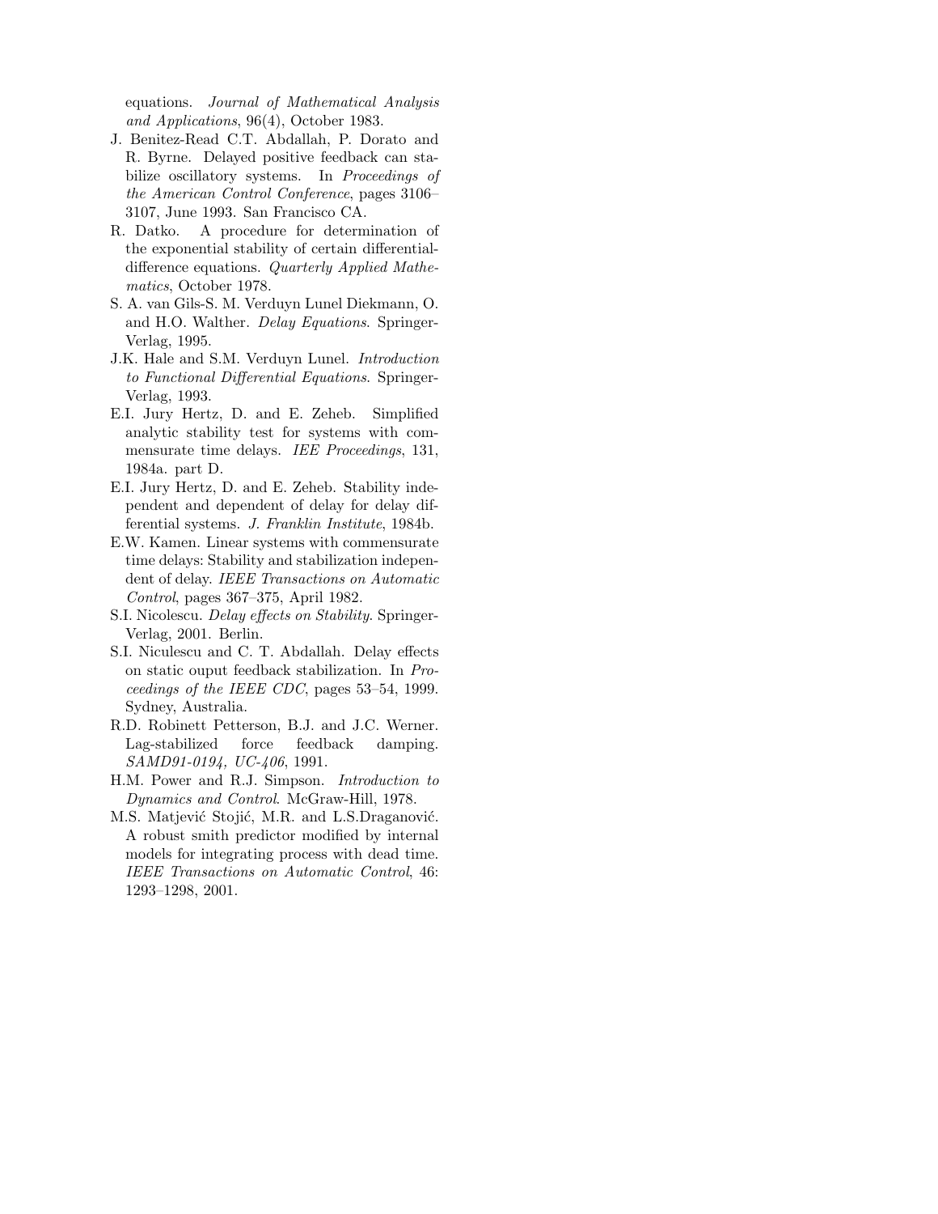equations. *Journal of Mathematical Analysis and Applications*, 96(4), October 1983.

J. Benitez-Read C.T. Abdallah, P. Dorato and R. Byrne. Delayed positive feedback can stabilize oscillatory systems. In *Proceedings of the American Control Conference*, pages 3106–3107, June 1993. San Francisco CA.

R. Datko. A procedure for determination of the exponential stability of certain differential-difference equations. *Quarterly Applied Mathematics*, October 1978.

S. A. van Gils-S. M. Verduyn Lunel Diekmann, O. and H.O. Walther. *Delay Equations*. Springer-Verlag, 1995.

J.K. Hale and S.M. Verduyn Lunel. *Introduction to Functional Differential Equations*. Springer-Verlag, 1993.

E.I. Jury Hertz, D. and E. Zeheb. Simplified analytic stability test for systems with commensurate time delays. *IEE Proceedings*, 131, 1984a. part D.

E.I. Jury Hertz, D. and E. Zeheb. Stability independent and dependent of delay for delay differential systems. *J. Franklin Institute*, 1984b.

E.W. Kamen. Linear systems with commensurate time delays: Stability and stabilization independent of delay. *IEEE Transactions on Automatic Control*, pages 367–375, April 1982.

S.I. Nicolescu. *Delay effects on Stability*. Springer-Verlag, 2001. Berlin.

S.I. Niculescu and C. T. Abdallah. Delay effects on static ouput feedback stabilization. In *Proceedings of the IEEE CDC*, pages 53–54, 1999. Sydney, Australia.

R.D. Robinett Petterson, B.J. and J.C. Werner. Lag-stabilized force feedback damping. *SAMD91-0194, UC-406*, 1991.

H.M. Power and R.J. Simpson. *Introduction to Dynamics and Control*. McGraw-Hill, 1978.

M.S. Matjević Stojić, M.R. and L.S.Draganović. A robust smith predictor modified by internal models for integrating process with dead time. *IEEE Transactions on Automatic Control*, 46: 1293–1298, 2001.